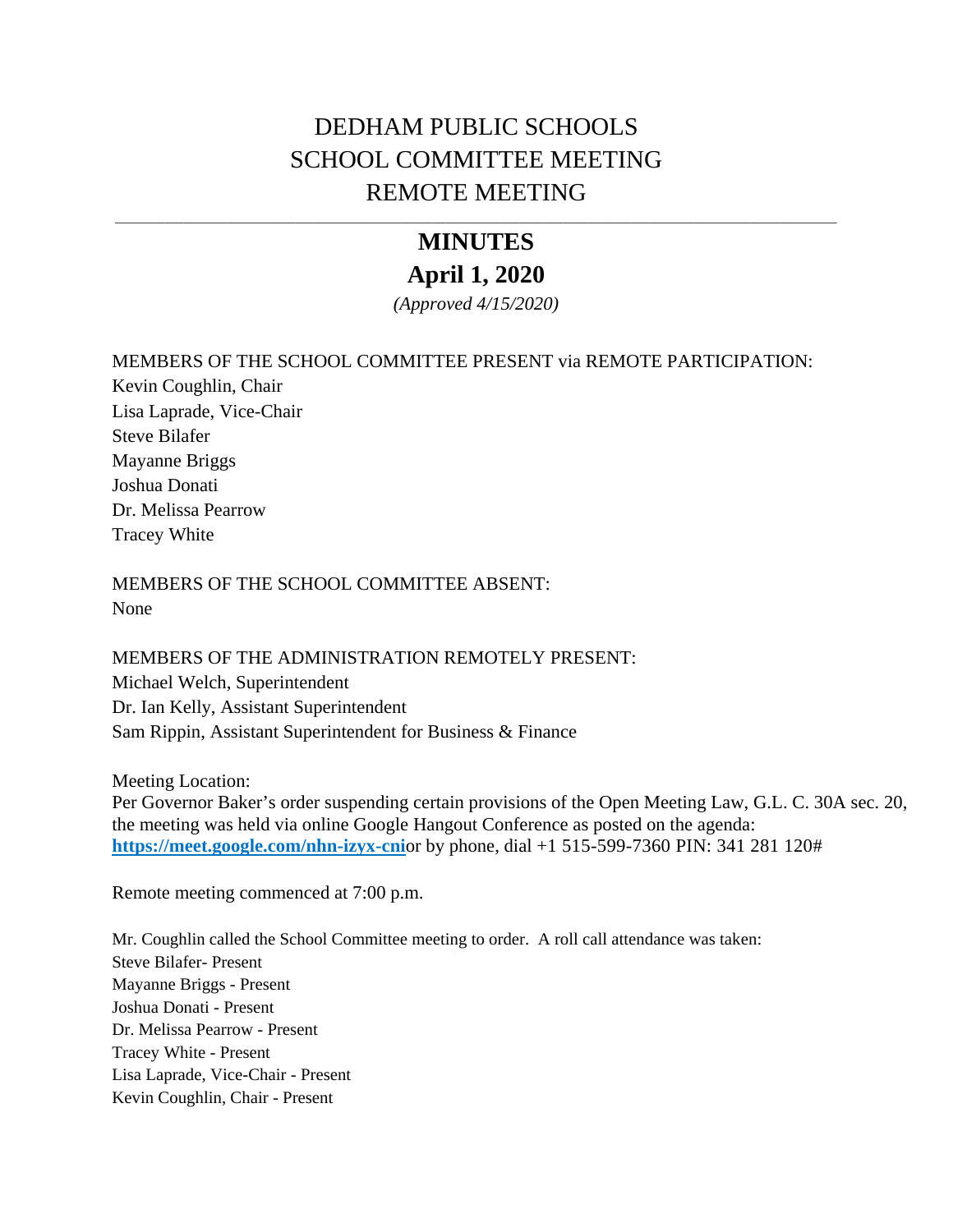# DEDHAM PUBLIC SCHOOLS
# SCHOOL COMMITTEE MEETING
# REMOTE MEETING

---

## MINUTES
## April 1, 2020

*(Approved 4/15/2020)*

MEMBERS OF THE SCHOOL COMMITTEE PRESENT via REMOTE PARTICIPATION:
Kevin Coughlin, Chair
Lisa Laprade, Vice-Chair
Steve Bilafer
Mayanne Briggs
Joshua Donati
Dr. Melissa Pearrow
Tracey White

MEMBERS OF THE SCHOOL COMMITTEE ABSENT:
None

MEMBERS OF THE ADMINISTRATION REMOTELY PRESENT:
Michael Welch, Superintendent
Dr. Ian Kelly, Assistant Superintendent
Sam Rippin, Assistant Superintendent for Business & Finance

Meeting Location:
Per Governor Baker's order suspending certain provisions of the Open Meeting Law, G.L. C. 30A sec. 20, the meeting was held via online Google Hangout Conference as posted on the agenda:
**https://meet.google.com/nhn-izyx-cni**or by phone, dial +1 515-599-7360 PIN: 341 281 120#

Remote meeting commenced at 7:00 p.m.

Mr. Coughlin called the School Committee meeting to order. A roll call attendance was taken:
Steve Bilafer- Present
Mayanne Briggs - Present
Joshua Donati - Present
Dr. Melissa Pearrow - Present
Tracey White - Present
Lisa Laprade, Vice-Chair - Present
Kevin Coughlin, Chair - Present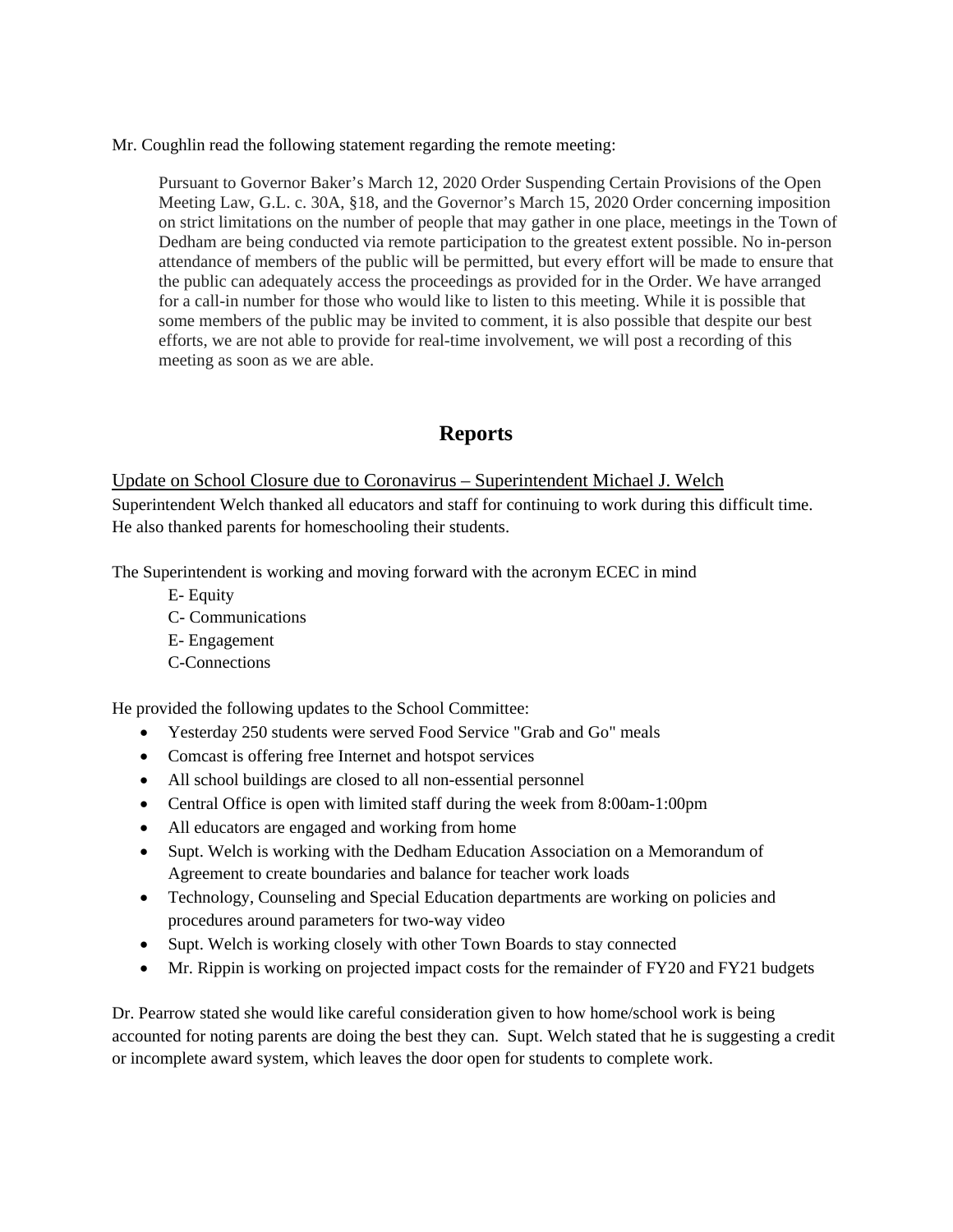Mr. Coughlin read the following statement regarding the remote meeting:

> Pursuant to Governor Baker's March 12, 2020 Order Suspending Certain Provisions of the Open Meeting Law, G.L. c. 30A, §18, and the Governor's March 15, 2020 Order concerning imposition on strict limitations on the number of people that may gather in one place, meetings in the Town of Dedham are being conducted via remote participation to the greatest extent possible. No in-person attendance of members of the public will be permitted, but every effort will be made to ensure that the public can adequately access the proceedings as provided for in the Order. We have arranged for a call-in number for those who would like to listen to this meeting. While it is possible that some members of the public may be invited to comment, it is also possible that despite our best efforts, we are not able to provide for real-time involvement, we will post a recording of this meeting as soon as we are able.

## Reports

Update on School Closure due to Coronavirus – Superintendent Michael J. Welch

Superintendent Welch thanked all educators and staff for continuing to work during this difficult time. He also thanked parents for homeschooling their students.

The Superintendent is working and moving forward with the acronym ECEC in mind

E- Equity
C- Communications
E- Engagement
C-Connections

He provided the following updates to the School Committee:

- Yesterday 250 students were served Food Service "Grab and Go" meals
- Comcast is offering free Internet and hotspot services
- All school buildings are closed to all non-essential personnel
- Central Office is open with limited staff during the week from 8:00am-1:00pm
- All educators are engaged and working from home
- Supt. Welch is working with the Dedham Education Association on a Memorandum of Agreement to create boundaries and balance for teacher work loads
- Technology, Counseling and Special Education departments are working on policies and procedures around parameters for two-way video
- Supt. Welch is working closely with other Town Boards to stay connected
- Mr. Rippin is working on projected impact costs for the remainder of FY20 and FY21 budgets

Dr. Pearrow stated she would like careful consideration given to how home/school work is being accounted for noting parents are doing the best they can. Supt. Welch stated that he is suggesting a credit or incomplete award system, which leaves the door open for students to complete work.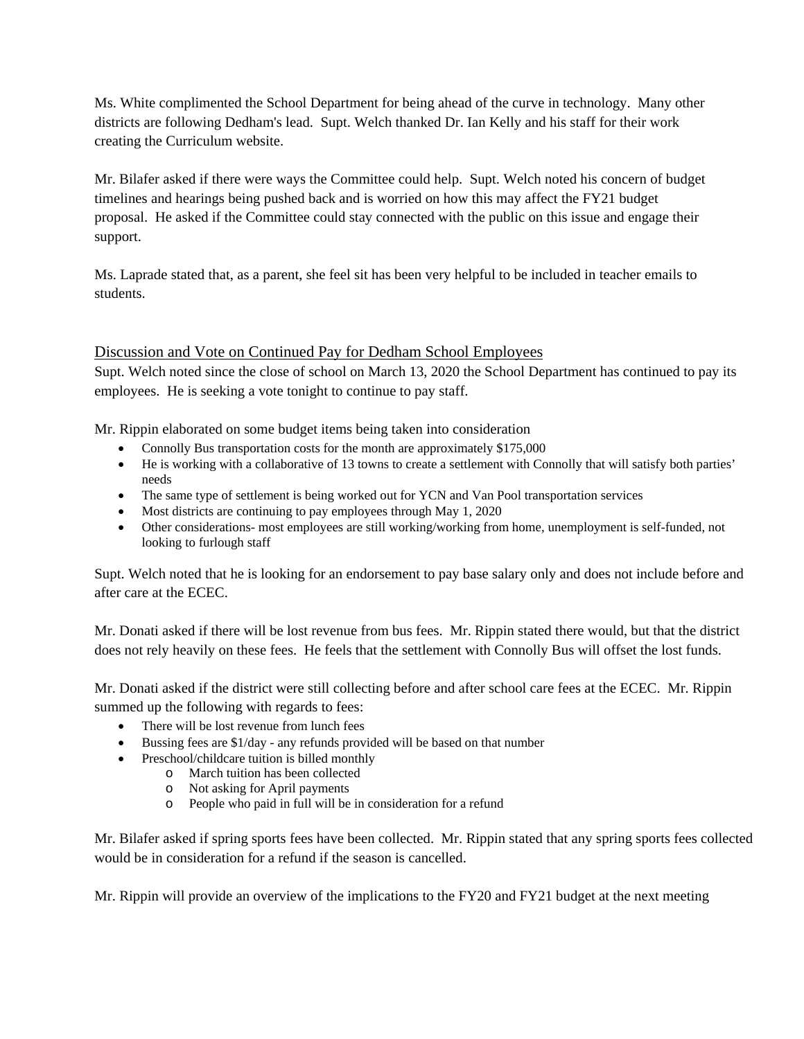Ms. White complimented the School Department for being ahead of the curve in technology. Many other districts are following Dedham's lead. Supt. Welch thanked Dr. Ian Kelly and his staff for their work creating the Curriculum website.

Mr. Bilafer asked if there were ways the Committee could help. Supt. Welch noted his concern of budget timelines and hearings being pushed back and is worried on how this may affect the FY21 budget proposal. He asked if the Committee could stay connected with the public on this issue and engage their support.

Ms. Laprade stated that, as a parent, she feel sit has been very helpful to be included in teacher emails to students.

## Discussion and Vote on Continued Pay for Dedham School Employees

Supt. Welch noted since the close of school on March 13, 2020 the School Department has continued to pay its employees. He is seeking a vote tonight to continue to pay staff.

Mr. Rippin elaborated on some budget items being taken into consideration

- Connolly Bus transportation costs for the month are approximately $175,000
- He is working with a collaborative of 13 towns to create a settlement with Connolly that will satisfy both parties' needs
- The same type of settlement is being worked out for YCN and Van Pool transportation services
- Most districts are continuing to pay employees through May 1, 2020
- Other considerations- most employees are still working/working from home, unemployment is self-funded, not looking to furlough staff

Supt. Welch noted that he is looking for an endorsement to pay base salary only and does not include before and after care at the ECEC.

Mr. Donati asked if there will be lost revenue from bus fees. Mr. Rippin stated there would, but that the district does not rely heavily on these fees. He feels that the settlement with Connolly Bus will offset the lost funds.

Mr. Donati asked if the district were still collecting before and after school care fees at the ECEC. Mr. Rippin summed up the following with regards to fees:

- There will be lost revenue from lunch fees
- Bussing fees are $1/day - any refunds provided will be based on that number
- Preschool/childcare tuition is billed monthly
  - March tuition has been collected
  - Not asking for April payments
  - People who paid in full will be in consideration for a refund

Mr. Bilafer asked if spring sports fees have been collected. Mr. Rippin stated that any spring sports fees collected would be in consideration for a refund if the season is cancelled.

Mr. Rippin will provide an overview of the implications to the FY20 and FY21 budget at the next meeting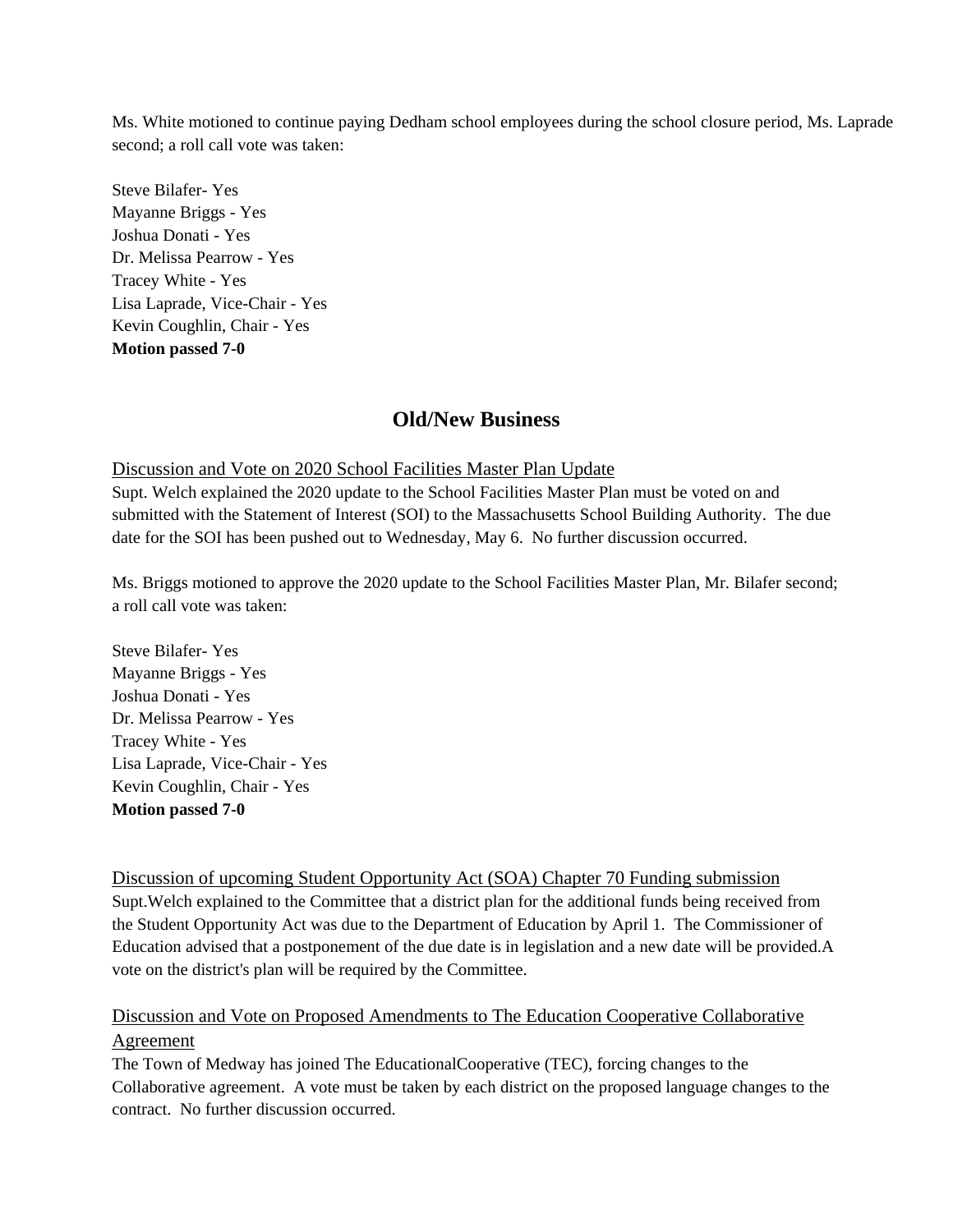Ms. White motioned to continue paying Dedham school employees during the school closure period, Ms. Laprade second; a roll call vote was taken:

Steve Bilafer- Yes
Mayanne Briggs - Yes
Joshua Donati - Yes
Dr. Melissa Pearrow - Yes
Tracey White - Yes
Lisa Laprade, Vice-Chair - Yes
Kevin Coughlin, Chair - Yes
**Motion passed 7-0**

## Old/New Business

Discussion and Vote on 2020 School Facilities Master Plan Update
Supt. Welch explained the 2020 update to the School Facilities Master Plan must be voted on and submitted with the Statement of Interest (SOI) to the Massachusetts School Building Authority. The due date for the SOI has been pushed out to Wednesday, May 6. No further discussion occurred.

Ms. Briggs motioned to approve the 2020 update to the School Facilities Master Plan, Mr. Bilafer second; a roll call vote was taken:

Steve Bilafer- Yes
Mayanne Briggs - Yes
Joshua Donati - Yes
Dr. Melissa Pearrow - Yes
Tracey White - Yes
Lisa Laprade, Vice-Chair - Yes
Kevin Coughlin, Chair - Yes
**Motion passed 7-0**

Discussion of upcoming Student Opportunity Act (SOA) Chapter 70 Funding submission
Supt.Welch explained to the Committee that a district plan for the additional funds being received from the Student Opportunity Act was due to the Department of Education by April 1. The Commissioner of Education advised that a postponement of the due date is in legislation and a new date will be provided.A vote on the district's plan will be required by the Committee.

Discussion and Vote on Proposed Amendments to The Education Cooperative Collaborative Agreement
The Town of Medway has joined The EducationalCooperative (TEC), forcing changes to the Collaborative agreement. A vote must be taken by each district on the proposed language changes to the contract. No further discussion occurred.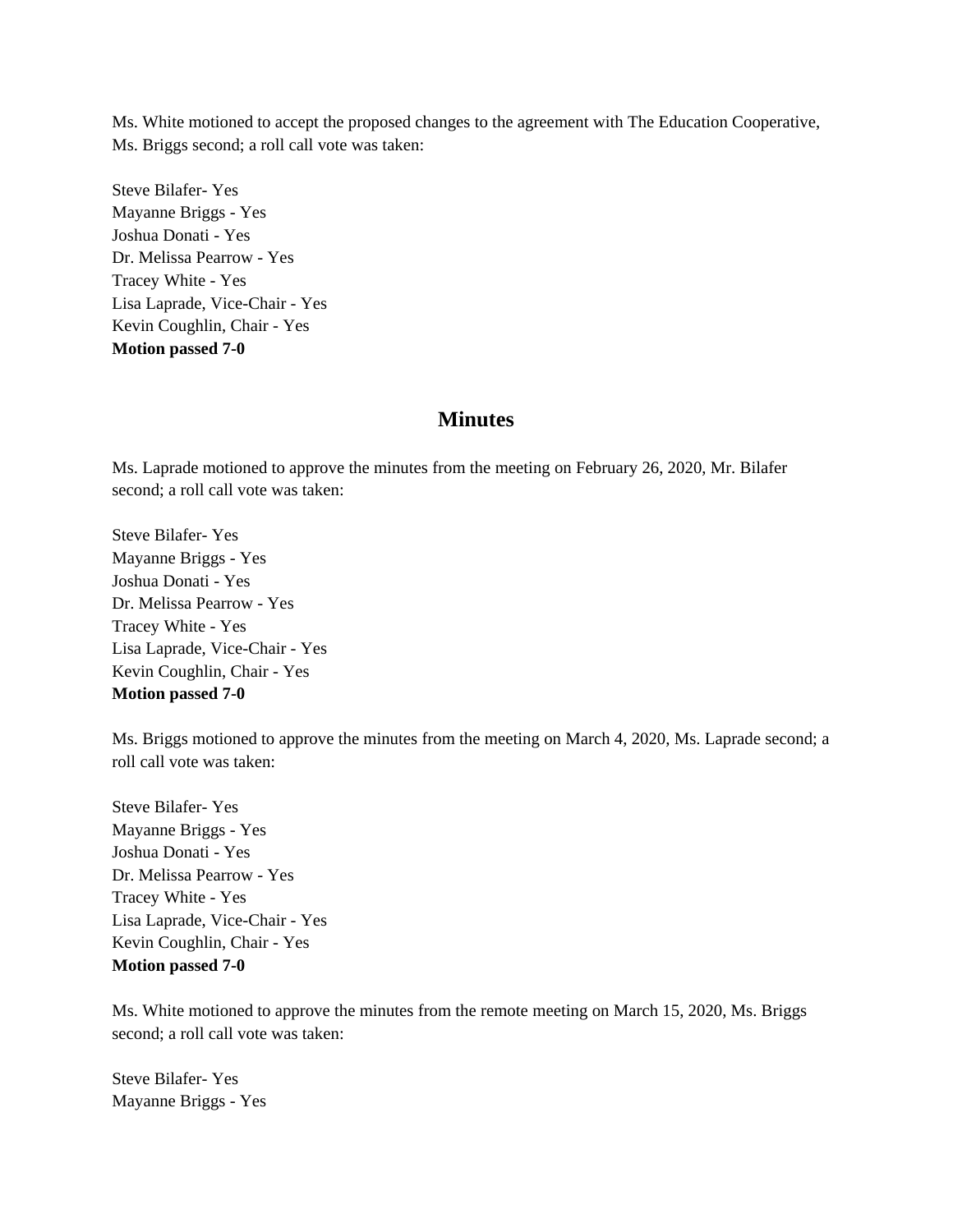Ms. White motioned to accept the proposed changes to the agreement with The Education Cooperative, Ms. Briggs second; a roll call vote was taken:

Steve Bilafer- Yes
Mayanne Briggs - Yes
Joshua Donati - Yes
Dr. Melissa Pearrow - Yes
Tracey White - Yes
Lisa Laprade, Vice-Chair - Yes
Kevin Coughlin, Chair - Yes
**Motion passed 7-0**

## Minutes

Ms. Laprade motioned to approve the minutes from the meeting on February 26, 2020, Mr. Bilafer second; a roll call vote was taken:

Steve Bilafer- Yes
Mayanne Briggs - Yes
Joshua Donati - Yes
Dr. Melissa Pearrow - Yes
Tracey White - Yes
Lisa Laprade, Vice-Chair - Yes
Kevin Coughlin, Chair - Yes
**Motion passed 7-0**

Ms. Briggs motioned to approve the minutes from the meeting on March 4, 2020, Ms. Laprade second; a roll call vote was taken:

Steve Bilafer- Yes
Mayanne Briggs - Yes
Joshua Donati - Yes
Dr. Melissa Pearrow - Yes
Tracey White - Yes
Lisa Laprade, Vice-Chair - Yes
Kevin Coughlin, Chair - Yes
**Motion passed 7-0**

Ms. White motioned to approve the minutes from the remote meeting on March 15, 2020, Ms. Briggs second; a roll call vote was taken:

Steve Bilafer- Yes
Mayanne Briggs - Yes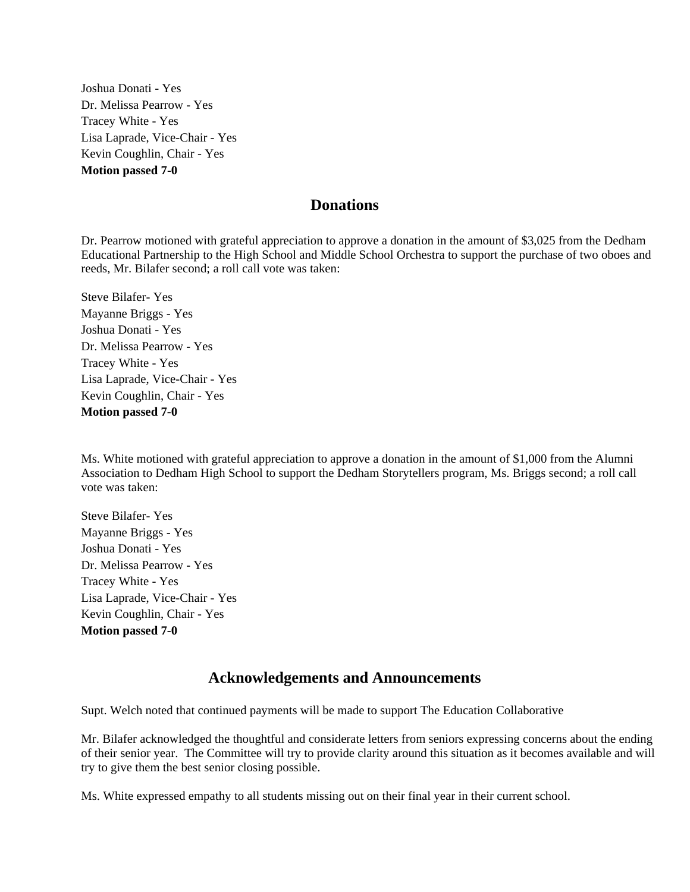Joshua Donati - Yes
Dr. Melissa Pearrow - Yes
Tracey White - Yes
Lisa Laprade, Vice-Chair - Yes
Kevin Coughlin, Chair - Yes
**Motion passed 7-0**

## Donations

Dr. Pearrow motioned with grateful appreciation to approve a donation in the amount of $3,025 from the Dedham Educational Partnership to the High School and Middle School Orchestra to support the purchase of two oboes and reeds, Mr. Bilafer second; a roll call vote was taken:

Steve Bilafer- Yes
Mayanne Briggs - Yes
Joshua Donati - Yes
Dr. Melissa Pearrow - Yes
Tracey White - Yes
Lisa Laprade, Vice-Chair - Yes
Kevin Coughlin, Chair - Yes
**Motion passed 7-0**

Ms. White motioned with grateful appreciation to approve a donation in the amount of $1,000 from the Alumni Association to Dedham High School to support the Dedham Storytellers program, Ms. Briggs second; a roll call vote was taken:

Steve Bilafer- Yes
Mayanne Briggs - Yes
Joshua Donati - Yes
Dr. Melissa Pearrow - Yes
Tracey White - Yes
Lisa Laprade, Vice-Chair - Yes
Kevin Coughlin, Chair - Yes
**Motion passed 7-0**

## Acknowledgements and Announcements

Supt. Welch noted that continued payments will be made to support The Education Collaborative

Mr. Bilafer acknowledged the thoughtful and considerate letters from seniors expressing concerns about the ending of their senior year. The Committee will try to provide clarity around this situation as it becomes available and will try to give them the best senior closing possible.

Ms. White expressed empathy to all students missing out on their final year in their current school.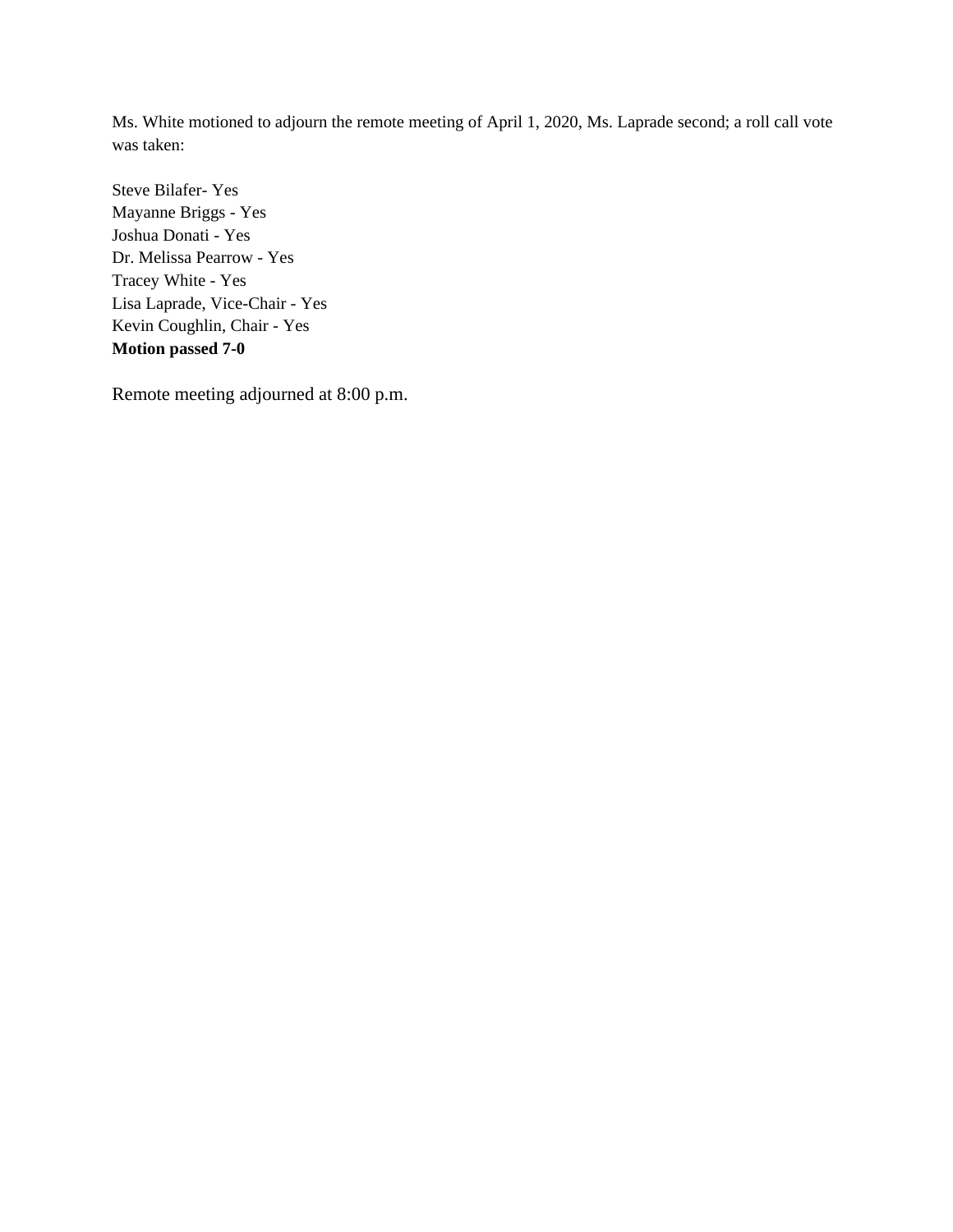Ms. White motioned to adjourn the remote meeting of April 1, 2020, Ms. Laprade second; a roll call vote was taken:

Steve Bilafer- Yes
Mayanne Briggs - Yes
Joshua Donati - Yes
Dr. Melissa Pearrow - Yes
Tracey White - Yes
Lisa Laprade, Vice-Chair - Yes
Kevin Coughlin, Chair - Yes
**Motion passed 7-0**

Remote meeting adjourned at 8:00 p.m.